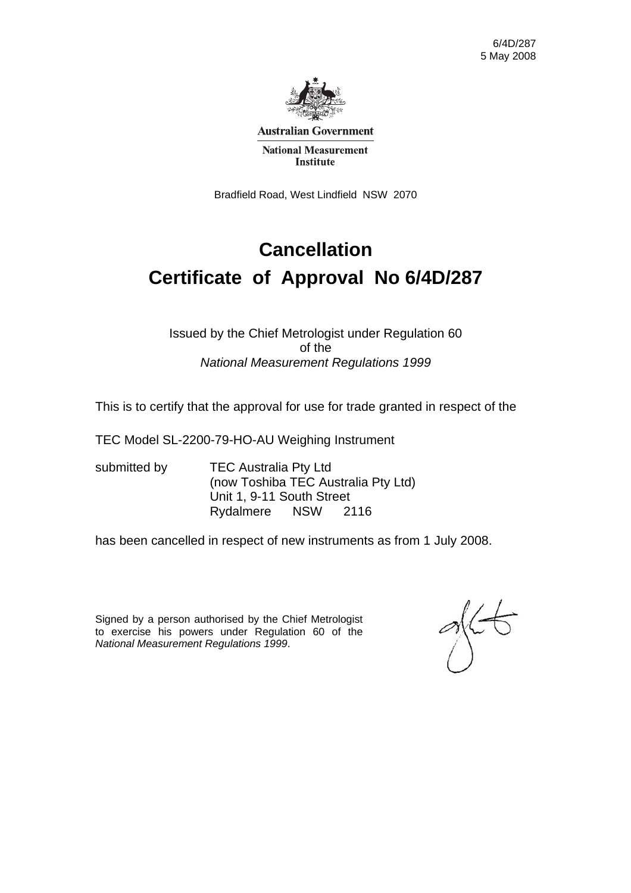6/4D/287
5 May 2008

**Australian Government**

**National Measurement Institute**

Bradfield Road, West Lindfield NSW 2070

# Cancellation

# Certificate of Approval No 6/4D/287

Issued by the Chief Metrologist under Regulation 60
of the
*National Measurement Regulations 1999*

This is to certify that the approval for use for trade granted in respect of the

TEC Model SL-2200-79-HO-AU Weighing Instrument

submitted by TEC Australia Pty Ltd
(now Toshiba TEC Australia Pty Ltd)
Unit 1, 9-11 South Street
Rydalmere NSW 2116

has been cancelled in respect of new instruments as from 1 July 2008.

Signed by a person authorised by the Chief Metrologist to exercise his powers under Regulation 60 of the *National Measurement Regulations 1999*.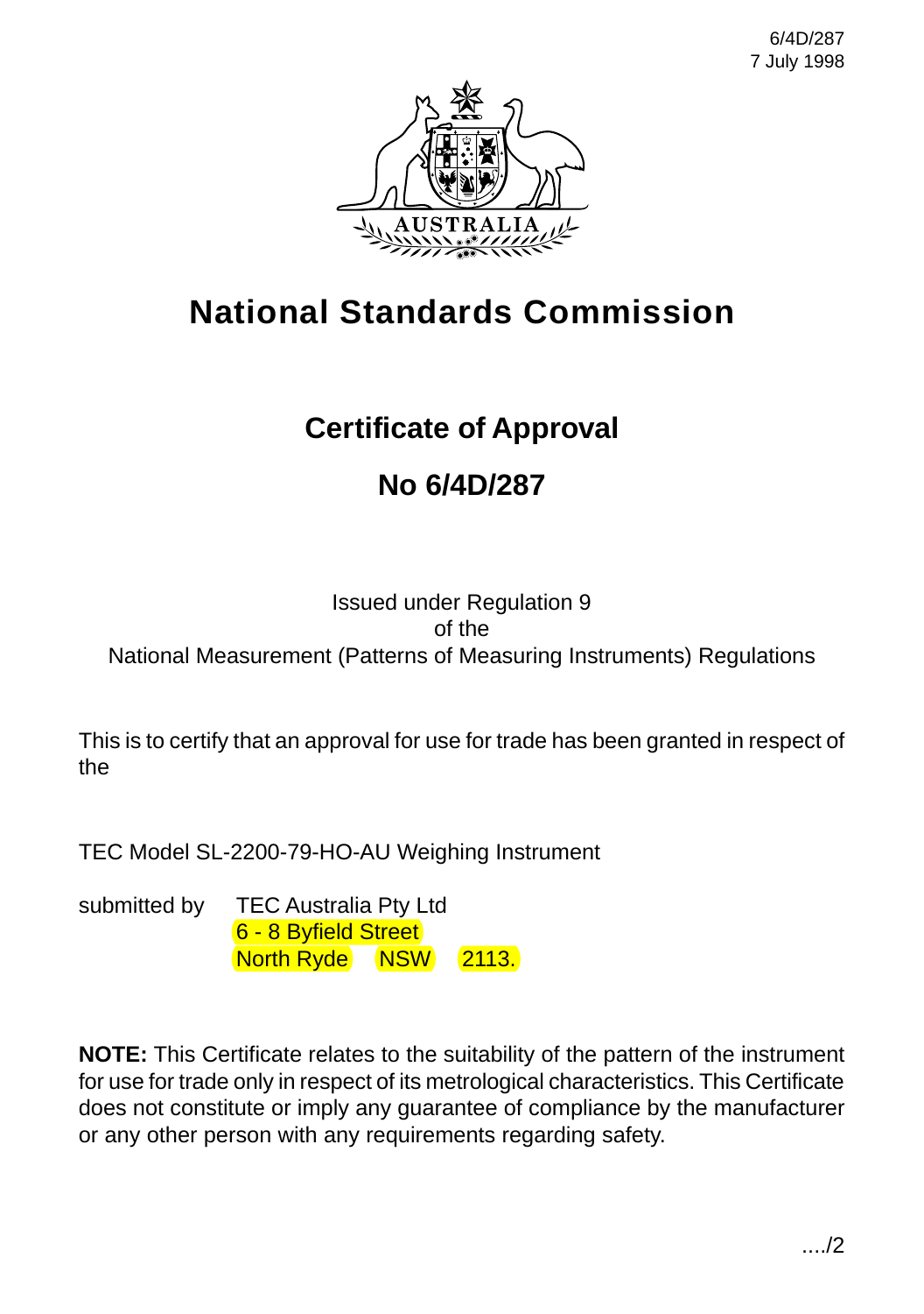# National Standards Commission

## Certificate of Approval

## No 6/4D/287

Issued under Regulation 9
of the
National Measurement (Patterns of Measuring Instruments) Regulations

This is to certify that an approval for use for trade has been granted in respect of the

TEC Model SL-2200-79-HO-AU Weighing Instrument

submitted by TEC Australia Pty Ltd
6 - 8 Byfield Street
North Ryde NSW 2113.

**NOTE:** This Certificate relates to the suitability of the pattern of the instrument for use for trade only in respect of its metrological characteristics. This Certificate does not constitute or imply any guarantee of compliance by the manufacturer or any other person with any requirements regarding safety.

..../2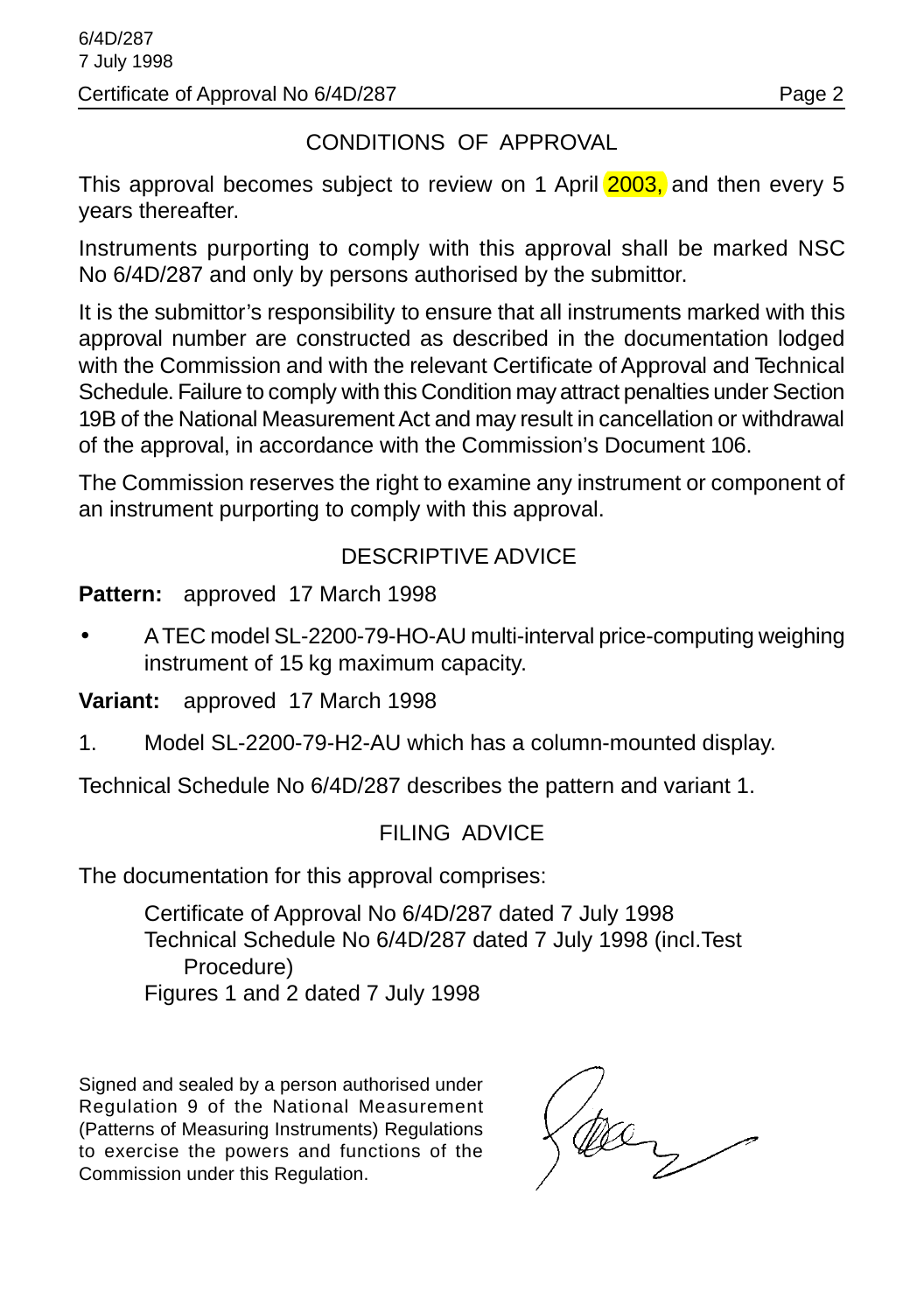## CONDITIONS OF APPROVAL

This approval becomes subject to review on 1 April 2003, and then every 5 years thereafter.

Instruments purporting to comply with this approval shall be marked NSC No 6/4D/287 and only by persons authorised by the submittor.

It is the submittor's responsibility to ensure that all instruments marked with this approval number are constructed as described in the documentation lodged with the Commission and with the relevant Certificate of Approval and Technical Schedule. Failure to comply with this Condition may attract penalties under Section 19B of the National Measurement Act and may result in cancellation or withdrawal of the approval, in accordance with the Commission's Document 106.

The Commission reserves the right to examine any instrument or component of an instrument purporting to comply with this approval.

## DESCRIPTIVE ADVICE

**Pattern:** approved 17 March 1998

- A TEC model SL-2200-79-HO-AU multi-interval price-computing weighing instrument of 15 kg maximum capacity.

**Variant:** approved 17 March 1998

1. Model SL-2200-79-H2-AU which has a column-mounted display.

Technical Schedule No 6/4D/287 describes the pattern and variant 1.

## FILING ADVICE

The documentation for this approval comprises:

Certificate of Approval No 6/4D/287 dated 7 July 1998
Technical Schedule No 6/4D/287 dated 7 July 1998 (incl.Test Procedure)
Figures 1 and 2 dated 7 July 1998

Signed and sealed by a person authorised under Regulation 9 of the National Measurement (Patterns of Measuring Instruments) Regulations to exercise the powers and functions of the Commission under this Regulation.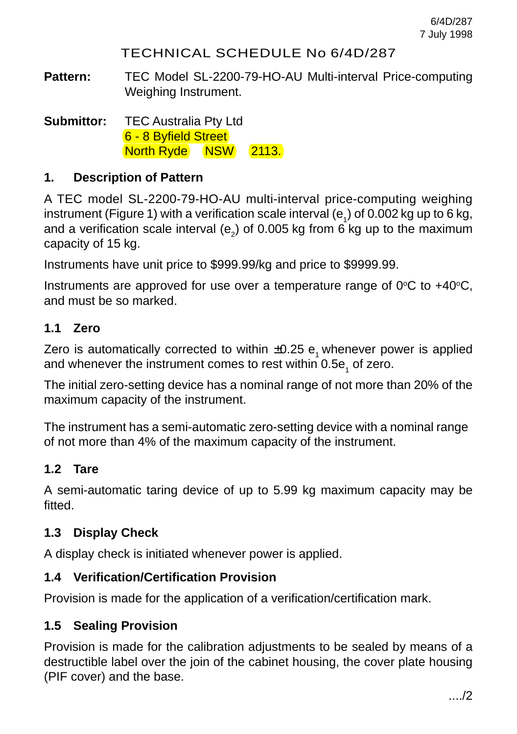# TECHNICAL SCHEDULE No 6/4D/287

**Pattern:** TEC Model SL-2200-79-HO-AU Multi-interval Price-computing Weighing Instrument.

**Submittor:** TEC Australia Pty Ltd
6 - 8 Byfield Street
North Ryde NSW 2113.

## 1. Description of Pattern

A TEC model SL-2200-79-HO-AU multi-interval price-computing weighing instrument (Figure 1) with a verification scale interval ($e_1$) of 0.002 kg up to 6 kg, and a verification scale interval ($e_2$) of 0.005 kg from 6 kg up to the maximum capacity of 15 kg.

Instruments have unit price to $999.99/kg and price to $9999.99.

Instruments are approved for use over a temperature range of 0°C to +40°C, and must be so marked.

### 1.1 Zero

Zero is automatically corrected to within ±0.25 $e_1$ whenever power is applied and whenever the instrument comes to rest within 0.5$e_1$ of zero.

The initial zero-setting device has a nominal range of not more than 20% of the maximum capacity of the instrument.

The instrument has a semi-automatic zero-setting device with a nominal range of not more than 4% of the maximum capacity of the instrument.

### 1.2 Tare

A semi-automatic taring device of up to 5.99 kg maximum capacity may be fitted.

### 1.3 Display Check

A display check is initiated whenever power is applied.

### 1.4 Verification/Certification Provision

Provision is made for the application of a verification/certification mark.

### 1.5 Sealing Provision

Provision is made for the calibration adjustments to be sealed by means of a destructible label over the join of the cabinet housing, the cover plate housing (PIF cover) and the base.

..../2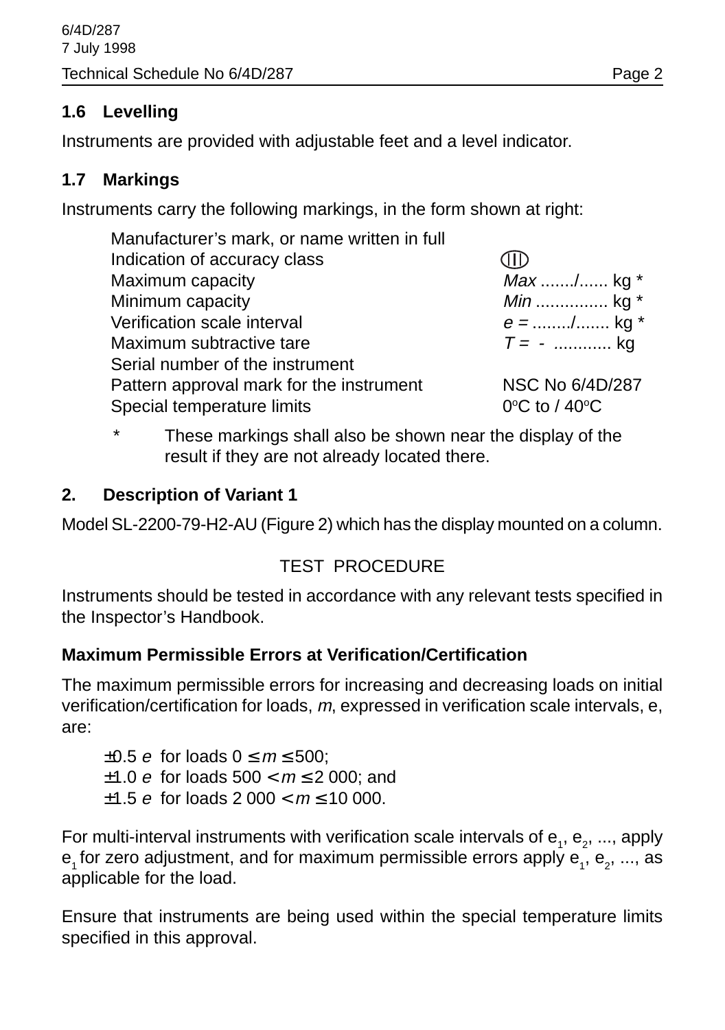## 1.6 Levelling

Instruments are provided with adjustable feet and a level indicator.

## 1.7 Markings

Instruments carry the following markings, in the form shown at right:

| | |
|---|---|
| Manufacturer's mark, or name written in full | |
| Indication of accuracy class | (III) |
| Maximum capacity | *Max* ......./...... kg * |
| Minimum capacity | *Min* ............... kg * |
| Verification scale interval | *e* = ......../....... kg * |
| Maximum subtractive tare | *T* = - ............ kg |
| Serial number of the instrument | |
| Pattern approval mark for the instrument | NSC No 6/4D/287 |
| Special temperature limits | $0^oC$ to / $40^oC$ |

\* These markings shall also be shown near the display of the result if they are not already located there.

## 2. Description of Variant 1

Model SL-2200-79-H2-AU (Figure 2) which has the display mounted on a column.

TEST PROCEDURE

Instruments should be tested in accordance with any relevant tests specified in the Inspector's Handbook.

### Maximum Permissible Errors at Verification/Certification

The maximum permissible errors for increasing and decreasing loads on initial verification/certification for loads, *m*, expressed in verification scale intervals, e, are:

$\pm 0.5\ e$ for loads $0 \leq m \leq 500$;
$\pm 1.0\ e$ for loads $500 < m \leq 2\ 000$; and
$\pm 1.5\ e$ for loads $2\ 000 < m \leq 10\ 000$.

For multi-interval instruments with verification scale intervals of $e_1$, $e_2$, ..., apply $e_1$ for zero adjustment, and for maximum permissible errors apply $e_1$, $e_2$, ..., as applicable for the load.

Ensure that instruments are being used within the special temperature limits specified in this approval.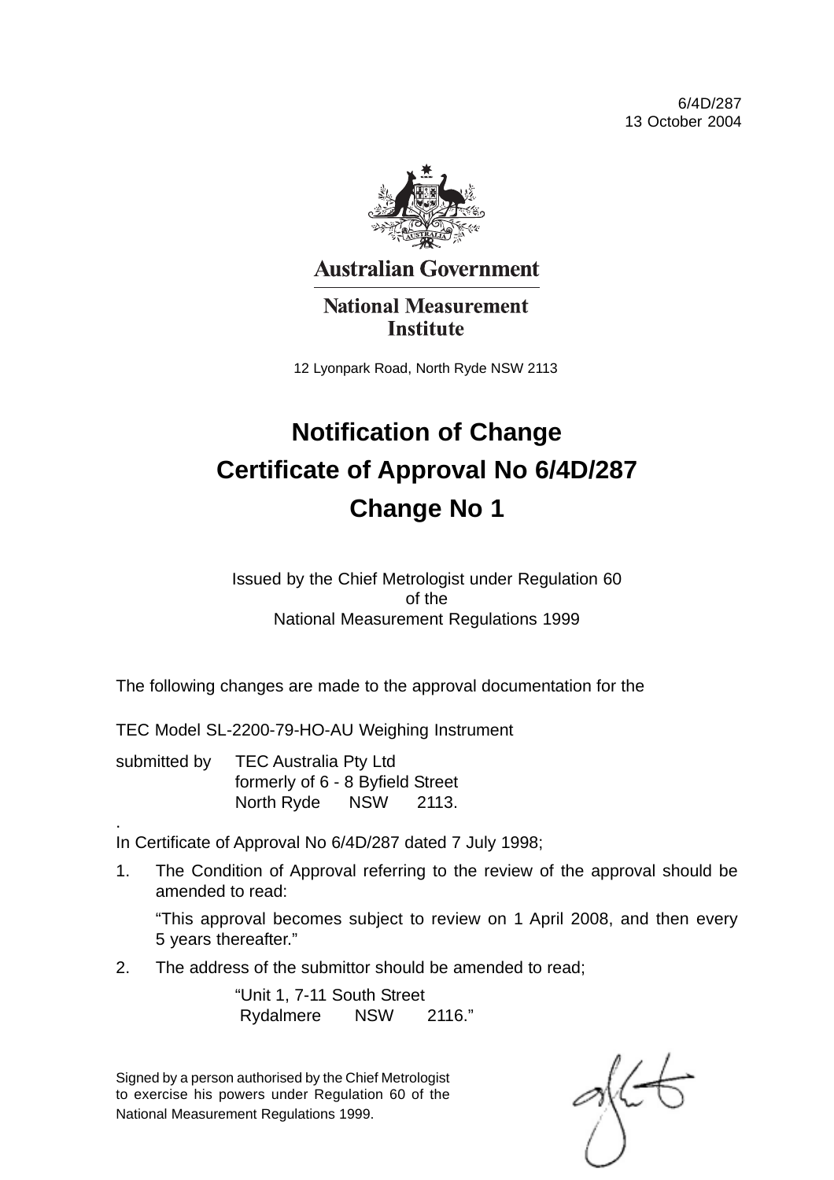6/4D/287
13 October 2004

**Australian Government**

**National Measurement Institute**

12 Lyonpark Road, North Ryde NSW 2113

# Notification of Change
# Certificate of Approval No 6/4D/287
# Change No 1

Issued by the Chief Metrologist under Regulation 60
of the
National Measurement Regulations 1999

The following changes are made to the approval documentation for the

TEC Model SL-2200-79-HO-AU Weighing Instrument

submitted by TEC Australia Pty Ltd
formerly of 6 - 8 Byfield Street
North Ryde NSW 2113.

.
In Certificate of Approval No 6/4D/287 dated 7 July 1998;

1. The Condition of Approval referring to the review of the approval should be amended to read:

   "This approval becomes subject to review on 1 April 2008, and then every 5 years thereafter."

2. The address of the submittor should be amended to read;

   "Unit 1, 7-11 South Street
   Rydalmere NSW 2116."

Signed by a person authorised by the Chief Metrologist to exercise his powers under Regulation 60 of the National Measurement Regulations 1999.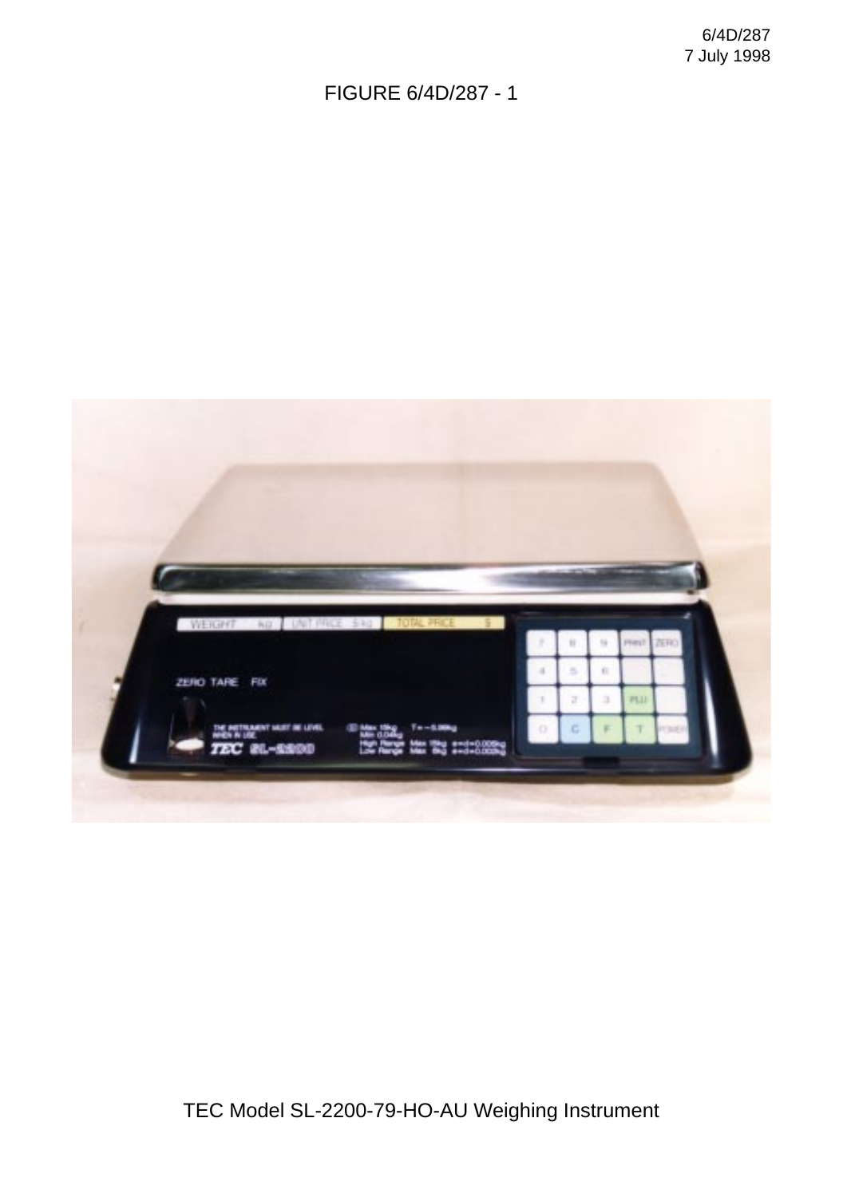FIGURE 6/4D/287 - 1

TEC Model SL-2200-79-HO-AU Weighing Instrument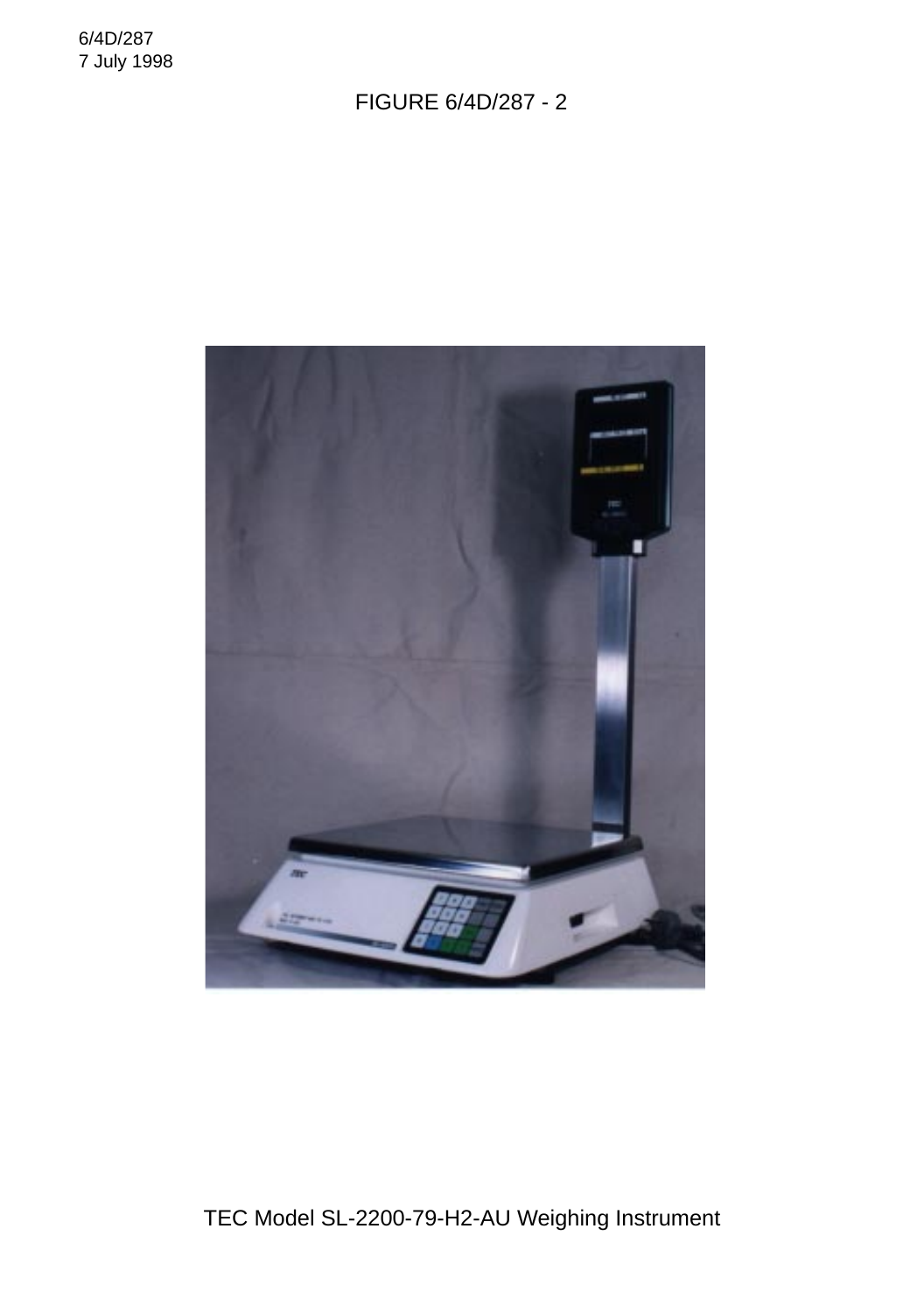FIGURE 6/4D/287 - 2

TEC Model SL-2200-79-H2-AU Weighing Instrument